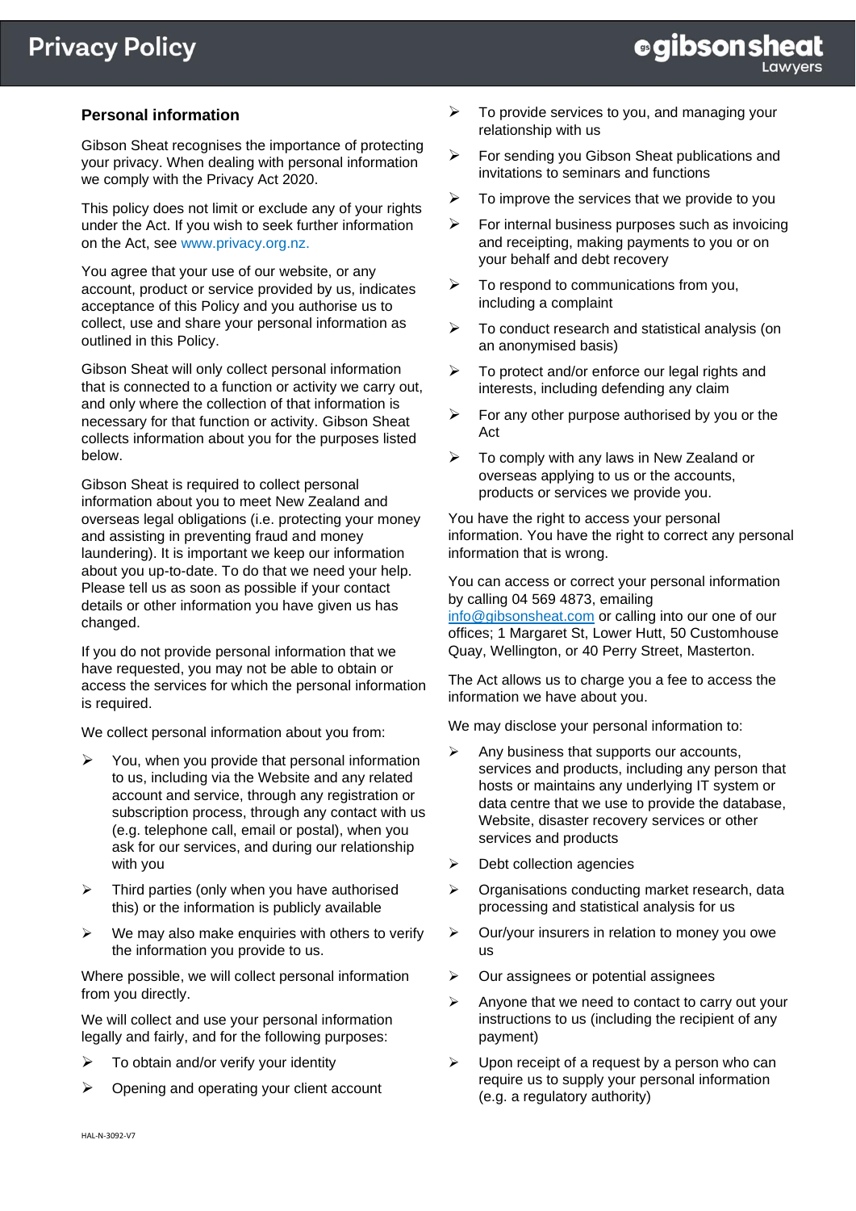# Privacy Policy

## Personal information

Gibson Sheat recognises the importance of protecting your privacy. When dealing with personal information we comply with the Privacy Act 2020.

This policy does not limit or exclude any of your rights under the Act. If you wish to seek further information on the Act, see www.privacy.org.nz.

You agree that your use of our website, or any account, product or service provided by us, indicates acceptance of this Policy and you authorise us to collect, use and share your personal information as outlined in this Policy.

Gibson Sheat will only collect personal information that is connected to a function or activity we carry out, and only where the collection of that information is necessary for that function or activity. Gibson Sheat collects information about you for the purposes listed below.

Gibson Sheat is required to collect personal information about you to meet New Zealand and overseas legal obligations (i.e. protecting your money and assisting in preventing fraud and money laundering). It is important we keep our information about you up-to-date. To do that we need your help. Please tell us as soon as possible if your contact details or other information you have given us has changed.

If you do not provide personal information that we have requested, you may not be able to obtain or access the services for which the personal information is required.

We collect personal information about you from:

- You, when you provide that personal information to us, including via the Website and any related account and service, through any registration or subscription process, through any contact with us (e.g. telephone call, email or postal), when you ask for our services, and during our relationship with you
- Third parties (only when you have authorised this) or the information is publicly available
- We may also make enquiries with others to verify the information you provide to us.

Where possible, we will collect personal information from you directly.

We will collect and use your personal information legally and fairly, and for the following purposes:

- To obtain and/or verify your identity
- Opening and operating your client account
- To provide services to you, and managing your relationship with us
- For sending you Gibson Sheat publications and invitations to seminars and functions
- To improve the services that we provide to you
- For internal business purposes such as invoicing and receipting, making payments to you or on your behalf and debt recovery
- To respond to communications from you, including a complaint
- To conduct research and statistical analysis (on an anonymised basis)
- To protect and/or enforce our legal rights and interests, including defending any claim
- For any other purpose authorised by you or the Act
- To comply with any laws in New Zealand or overseas applying to us or the accounts, products or services we provide you.

You have the right to access your personal information. You have the right to correct any personal information that is wrong.

You can access or correct your personal information by calling 04 569 4873, emailing info@gibsonsheat.com or calling into our one of our offices; 1 Margaret St, Lower Hutt, 50 Customhouse Quay, Wellington, or 40 Perry Street, Masterton.

The Act allows us to charge you a fee to access the information we have about you.

We may disclose your personal information to:

- Any business that supports our accounts, services and products, including any person that hosts or maintains any underlying IT system or data centre that we use to provide the database, Website, disaster recovery services or other services and products
- Debt collection agencies
- Organisations conducting market research, data processing and statistical analysis for us
- Our/your insurers in relation to money you owe us
- Our assignees or potential assignees
- Anyone that we need to contact to carry out your instructions to us (including the recipient of any payment)
- Upon receipt of a request by a person who can require us to supply your personal information (e.g. a regulatory authority)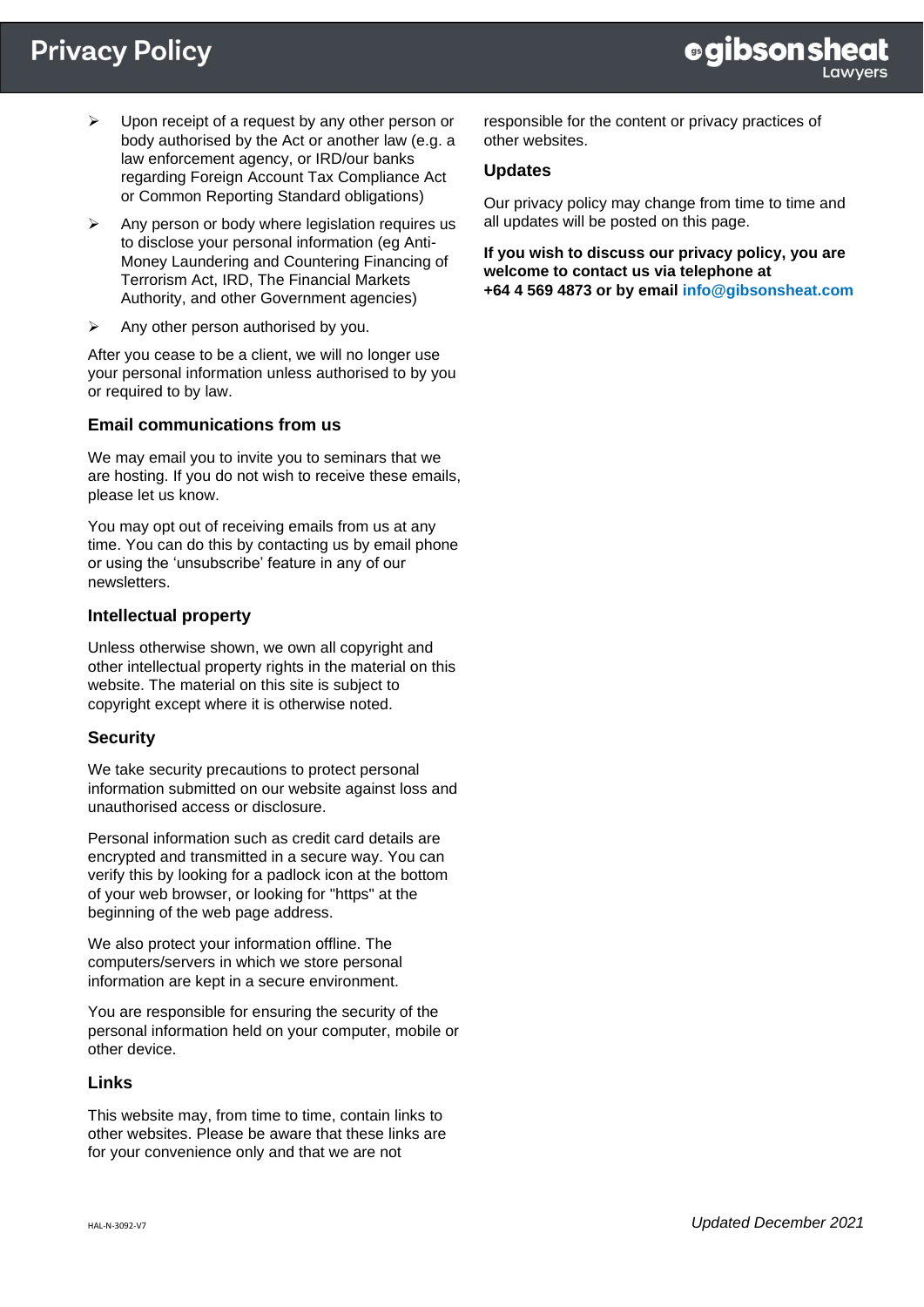- Upon receipt of a request by any other person or body authorised by the Act or another law (e.g. a law enforcement agency, or IRD/our banks regarding Foreign Account Tax Compliance Act or Common Reporting Standard obligations)
- Any person or body where legislation requires us to disclose your personal information (eg Anti-Money Laundering and Countering Financing of Terrorism Act, IRD, The Financial Markets Authority, and other Government agencies)
- Any other person authorised by you.

After you cease to be a client, we will no longer use your personal information unless authorised to by you or required to by law.

### Email communications from us

We may email you to invite you to seminars that we are hosting. If you do not wish to receive these emails, please let us know.

You may opt out of receiving emails from us at any time. You can do this by contacting us by email phone or using the 'unsubscribe' feature in any of our newsletters.

### Intellectual property

Unless otherwise shown, we own all copyright and other intellectual property rights in the material on this website. The material on this site is subject to copyright except where it is otherwise noted.

### Security

We take security precautions to protect personal information submitted on our website against loss and unauthorised access or disclosure.

Personal information such as credit card details are encrypted and transmitted in a secure way. You can verify this by looking for a padlock icon at the bottom of your web browser, or looking for "https" at the beginning of the web page address.

We also protect your information offline. The computers/servers in which we store personal information are kept in a secure environment.

You are responsible for ensuring the security of the personal information held on your computer, mobile or other device.

### Links

This website may, from time to time, contain links to other websites. Please be aware that these links are for your convenience only and that we are not responsible for the content or privacy practices of other websites.

### Updates

Our privacy policy may change from time to time and all updates will be posted on this page.

**If you wish to discuss our privacy policy, you are welcome to contact us via telephone at +64 4 569 4873 or by email info@gibsonsheat.com**

HAL-N-3092-V7

*Updated December 2021*